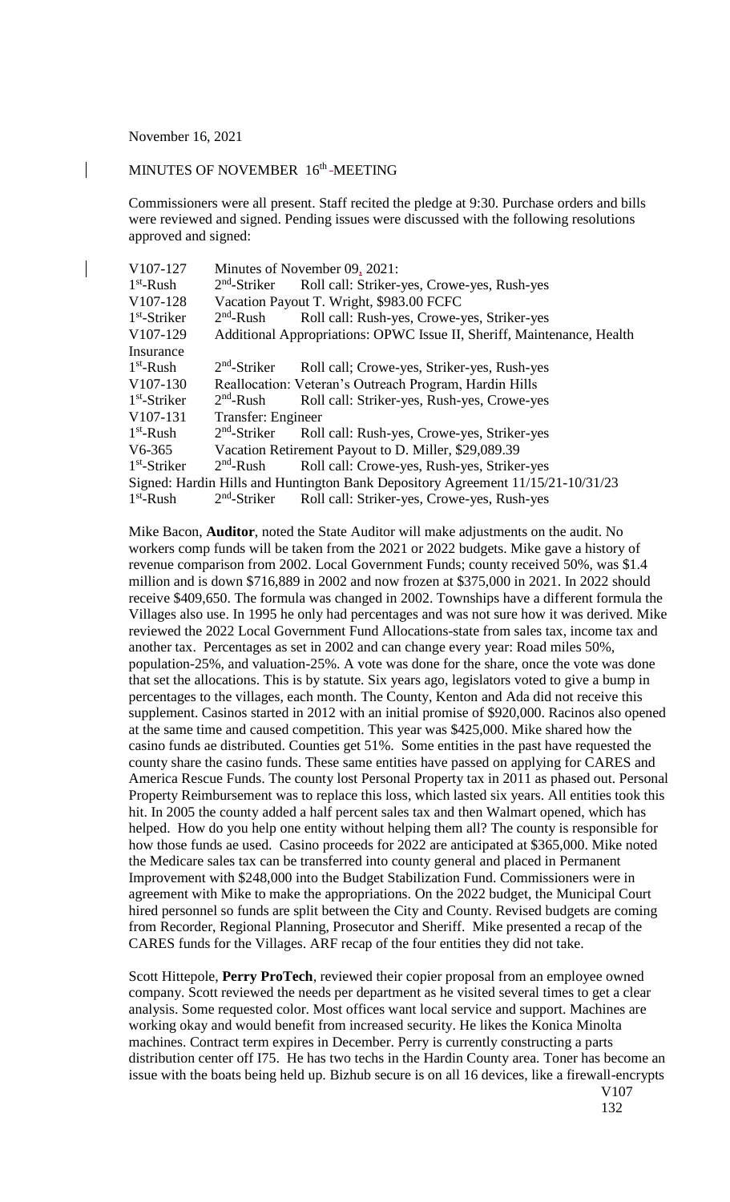November 16, 2021

MINUTES OF NOVEMBER 16th-MEETING

Commissioners were all present. Staff recited the pledge at 9:30. Purchase orders and bills were reviewed and signed. Pending issues were discussed with the following resolutions approved and signed:

| | | |
|---|---|---|
| V107-127 | Minutes of November 09, 2021: | |
| 1st-Rush | 2nd-Striker | Roll call: Striker-yes, Crowe-yes, Rush-yes |
| V107-128 | Vacation Payout T. Wright, $983.00 FCFC | |
| 1st-Striker | 2nd-Rush | Roll call: Rush-yes, Crowe-yes, Striker-yes |
| V107-129 | Additional Appropriations: OPWC Issue II, Sheriff, Maintenance, Health Insurance | |
| 1st-Rush | 2nd-Striker | Roll call; Crowe-yes, Striker-yes, Rush-yes |
| V107-130 | Reallocation: Veteran's Outreach Program, Hardin Hills | |
| 1st-Striker | 2nd-Rush | Roll call: Striker-yes, Rush-yes, Crowe-yes |
| V107-131 | Transfer: Engineer | |
| 1st-Rush | 2nd-Striker | Roll call: Rush-yes, Crowe-yes, Striker-yes |
| V6-365 | Vacation Retirement Payout to D. Miller, $29,089.39 | |
| 1st-Striker | 2nd-Rush | Roll call: Crowe-yes, Rush-yes, Striker-yes |
| Signed: Hardin Hills and Huntington Bank Depository Agreement 11/15/21-10/31/23 | | |
| 1st-Rush | 2nd-Striker | Roll call: Striker-yes, Crowe-yes, Rush-yes |

Mike Bacon, **Auditor**, noted the State Auditor will make adjustments on the audit. No workers comp funds will be taken from the 2021 or 2022 budgets. Mike gave a history of revenue comparison from 2002. Local Government Funds; county received 50%, was $1.4 million and is down $716,889 in 2002 and now frozen at $375,000 in 2021. In 2022 should receive $409,650. The formula was changed in 2002. Townships have a different formula the Villages also use. In 1995 he only had percentages and was not sure how it was derived. Mike reviewed the 2022 Local Government Fund Allocations-state from sales tax, income tax and another tax. Percentages as set in 2002 and can change every year: Road miles 50%, population-25%, and valuation-25%. A vote was done for the share, once the vote was done that set the allocations. This is by statute. Six years ago, legislators voted to give a bump in percentages to the villages, each month. The County, Kenton and Ada did not receive this supplement. Casinos started in 2012 with an initial promise of $920,000. Racinos also opened at the same time and caused competition. This year was $425,000. Mike shared how the casino funds ae distributed. Counties get 51%. Some entities in the past have requested the county share the casino funds. These same entities have passed on applying for CARES and America Rescue Funds. The county lost Personal Property tax in 2011 as phased out. Personal Property Reimbursement was to replace this loss, which lasted six years. All entities took this hit. In 2005 the county added a half percent sales tax and then Walmart opened, which has helped. How do you help one entity without helping them all? The county is responsible for how those funds ae used. Casino proceeds for 2022 are anticipated at $365,000. Mike noted the Medicare sales tax can be transferred into county general and placed in Permanent Improvement with $248,000 into the Budget Stabilization Fund. Commissioners were in agreement with Mike to make the appropriations. On the 2022 budget, the Municipal Court hired personnel so funds are split between the City and County. Revised budgets are coming from Recorder, Regional Planning, Prosecutor and Sheriff. Mike presented a recap of the CARES funds for the Villages. ARF recap of the four entities they did not take.

Scott Hittepole, **Perry ProTech**, reviewed their copier proposal from an employee owned company. Scott reviewed the needs per department as he visited several times to get a clear analysis. Some requested color. Most offices want local service and support. Machines are working okay and would benefit from increased security. He likes the Konica Minolta machines. Contract term expires in December. Perry is currently constructing a parts distribution center off I75. He has two techs in the Hardin County area. Toner has become an issue with the boats being held up. Bizhub secure is on all 16 devices, like a firewall-encrypts

V107
132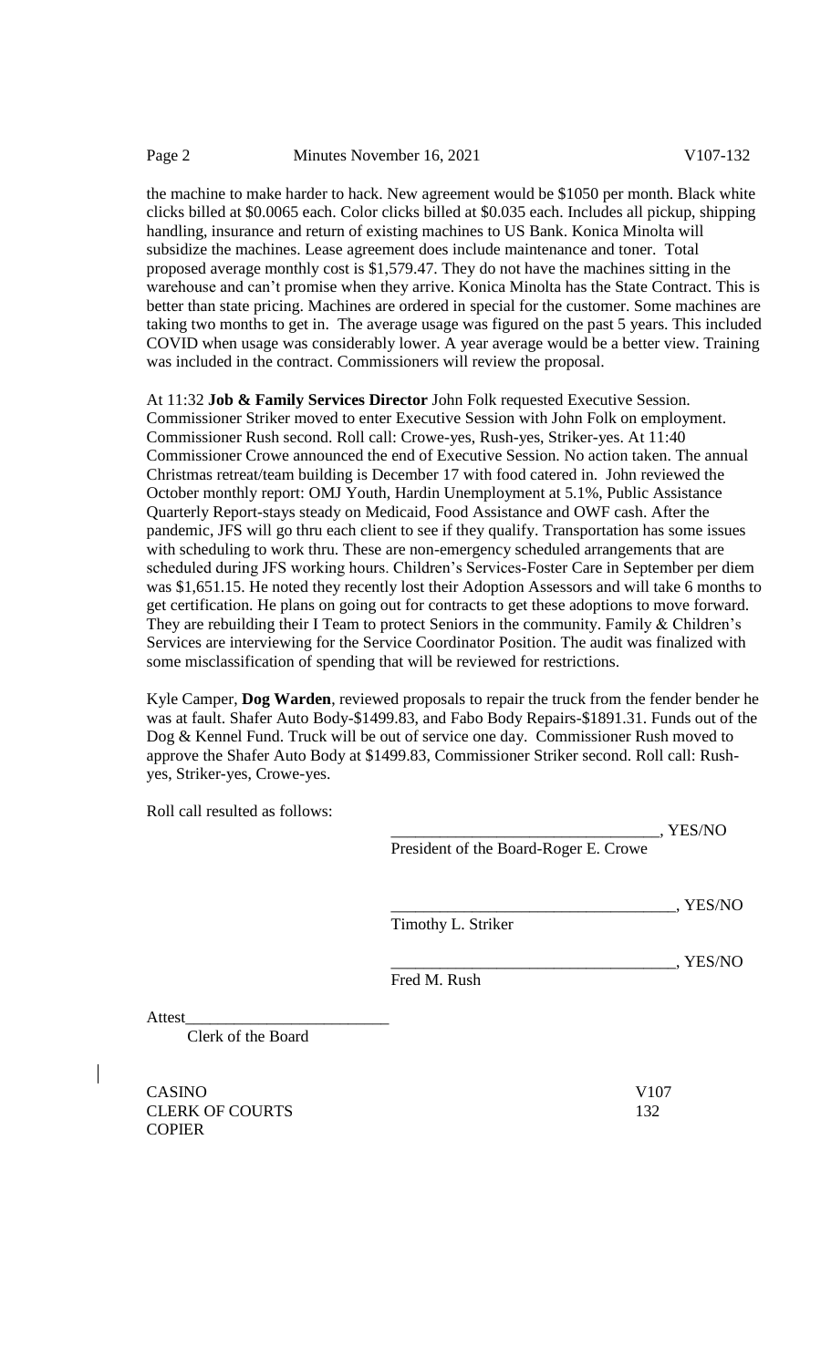the machine to make harder to hack. New agreement would be $1050 per month. Black white clicks billed at $0.0065 each. Color clicks billed at $0.035 each. Includes all pickup, shipping handling, insurance and return of existing machines to US Bank. Konica Minolta will subsidize the machines. Lease agreement does include maintenance and toner. Total proposed average monthly cost is $1,579.47. They do not have the machines sitting in the warehouse and can't promise when they arrive. Konica Minolta has the State Contract. This is better than state pricing. Machines are ordered in special for the customer. Some machines are taking two months to get in. The average usage was figured on the past 5 years. This included COVID when usage was considerably lower. A year average would be a better view. Training was included in the contract. Commissioners will review the proposal.

At 11:32 **Job & Family Services Director** John Folk requested Executive Session. Commissioner Striker moved to enter Executive Session with John Folk on employment. Commissioner Rush second. Roll call: Crowe-yes, Rush-yes, Striker-yes. At 11:40 Commissioner Crowe announced the end of Executive Session. No action taken. The annual Christmas retreat/team building is December 17 with food catered in. John reviewed the October monthly report: OMJ Youth, Hardin Unemployment at 5.1%, Public Assistance Quarterly Report-stays steady on Medicaid, Food Assistance and OWF cash. After the pandemic, JFS will go thru each client to see if they qualify. Transportation has some issues with scheduling to work thru. These are non-emergency scheduled arrangements that are scheduled during JFS working hours. Children's Services-Foster Care in September per diem was $1,651.15. He noted they recently lost their Adoption Assessors and will take 6 months to get certification. He plans on going out for contracts to get these adoptions to move forward. They are rebuilding their I Team to protect Seniors in the community. Family & Children's Services are interviewing for the Service Coordinator Position. The audit was finalized with some misclassification of spending that will be reviewed for restrictions.

Kyle Camper, **Dog Warden**, reviewed proposals to repair the truck from the fender bender he was at fault. Shafer Auto Body-$1499.83, and Fabo Body Repairs-$1891.31. Funds out of the Dog & Kennel Fund. Truck will be out of service one day. Commissioner Rush moved to approve the Shafer Auto Body at $1499.83, Commissioner Striker second. Roll call: Rush-yes, Striker-yes, Crowe-yes.

Roll call resulted as follows:

_________________________________, YES/NO
President of the Board-Roger E. Crowe

_________________________________, YES/NO
Timothy L. Striker

_________________________________, YES/NO
Fred M. Rush

Attest_________________________
Clerk of the Board

CASINO
CLERK OF COURTS
COPIER

V107
132